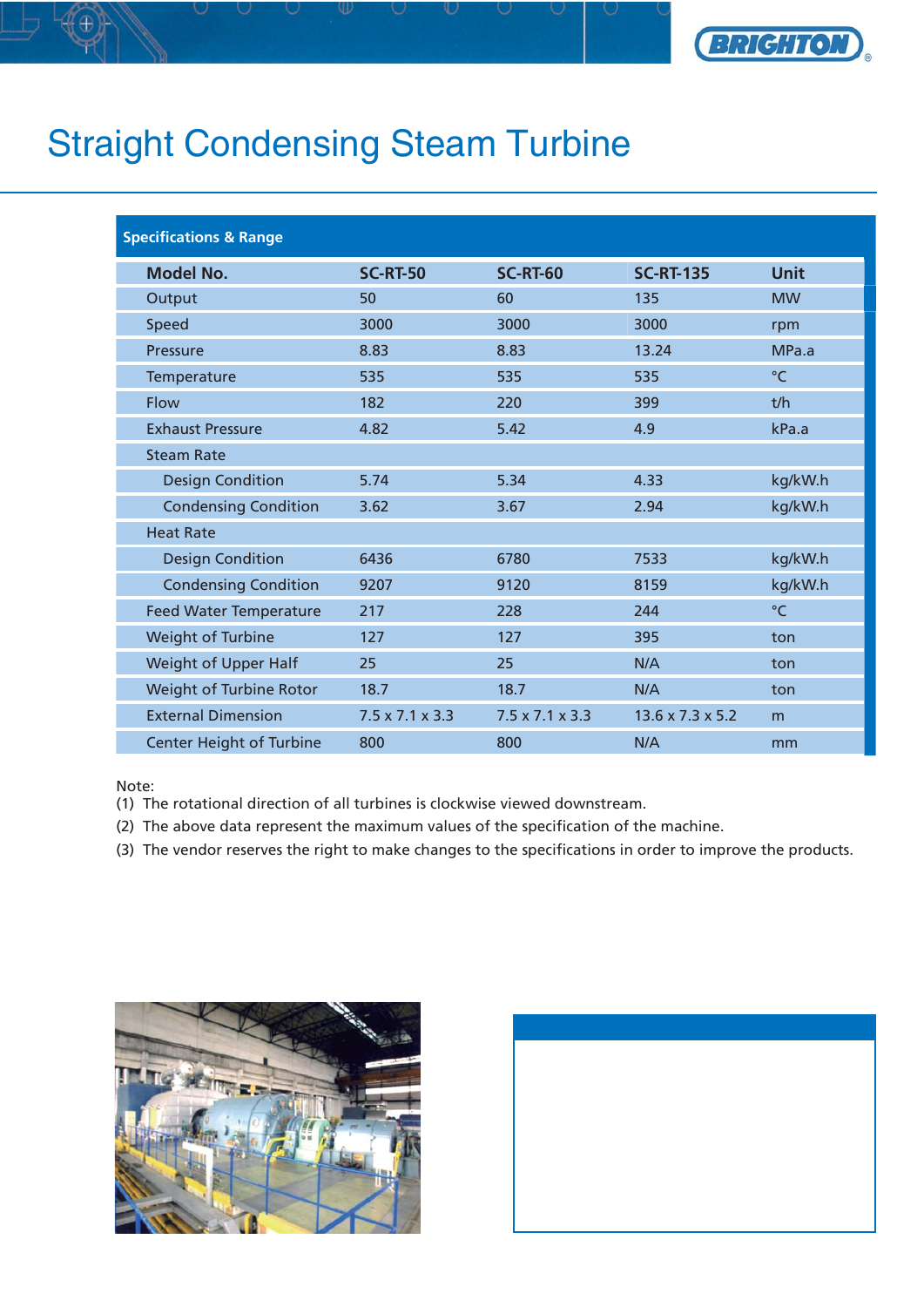# Straight Condensing Steam Turbine

## Specifications & Range

| Model No. | SC-RT-50 | SC-RT-60 | SC-RT-135 | Unit |
|---|---|---|---|---|
| Output | 50 | 60 | 135 | MW |
| Speed | 3000 | 3000 | 3000 | rpm |
| Pressure | 8.83 | 8.83 | 13.24 | MPa.a |
| Temperature | 535 | 535 | 535 | °C |
| Flow | 182 | 220 | 399 | t/h |
| Exhaust Pressure | 4.82 | 5.42 | 4.9 | kPa.a |
| Steam Rate | | | | |
| Design Condition | 5.74 | 5.34 | 4.33 | kg/kW.h |
| Condensing Condition | 3.62 | 3.67 | 2.94 | kg/kW.h |
| Heat Rate | | | | |
| Design Condition | 6436 | 6780 | 7533 | kg/kW.h |
| Condensing Condition | 9207 | 9120 | 8159 | kg/kW.h |
| Feed Water Temperature | 217 | 228 | 244 | °C |
| Weight of Turbine | 127 | 127 | 395 | ton |
| Weight of Upper Half | 25 | 25 | N/A | ton |
| Weight of Turbine Rotor | 18.7 | 18.7 | N/A | ton |
| External Dimension | 7.5 x 7.1 x 3.3 | 7.5 x 7.1 x 3.3 | 13.6 x 7.3 x 5.2 | m |
| Center Height of Turbine | 800 | 800 | N/A | mm |

Note:
(1) The rotational direction of all turbines is clockwise viewed downstream.
(2) The above data represent the maximum values of the specification of the machine.
(3) The vendor reserves the right to make changes to the specifications in order to improve the products.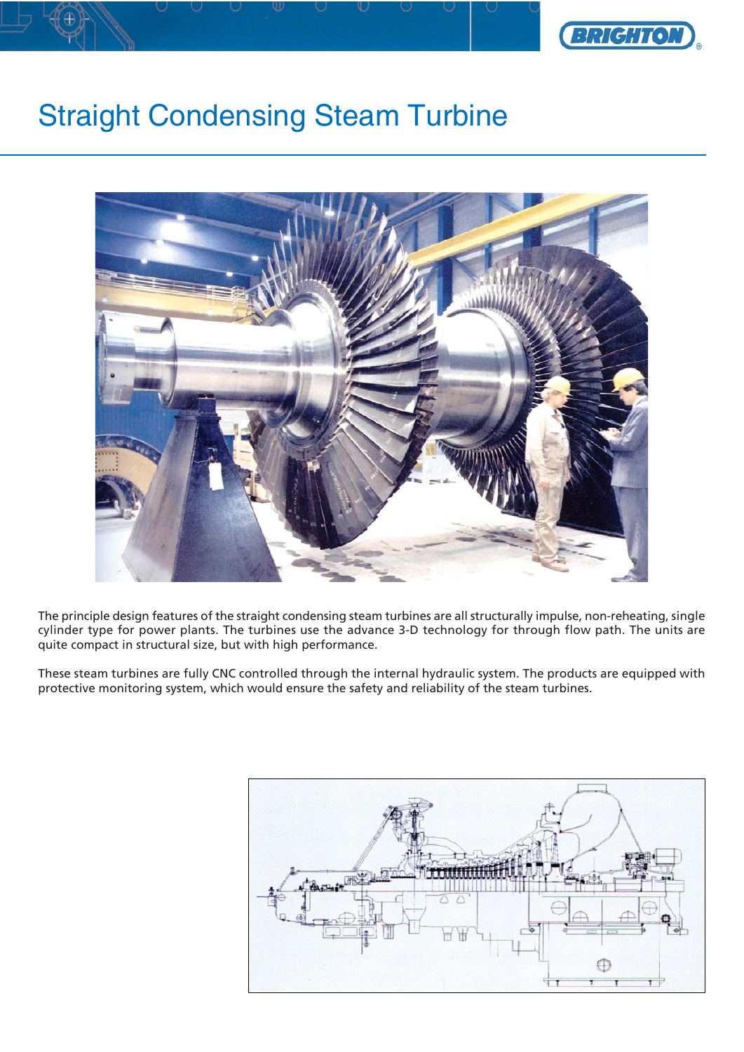# Straight Condensing Steam Turbine

The principle design features of the straight condensing steam turbines are all structurally impulse, non-reheating, single cylinder type for power plants. The turbines use the advance 3-D technology for through flow path. The units are quite compact in structural size, but with high performance.

These steam turbines are fully CNC controlled through the internal hydraulic system. The products are equipped with protective monitoring system, which would ensure the safety and reliability of the steam turbines.